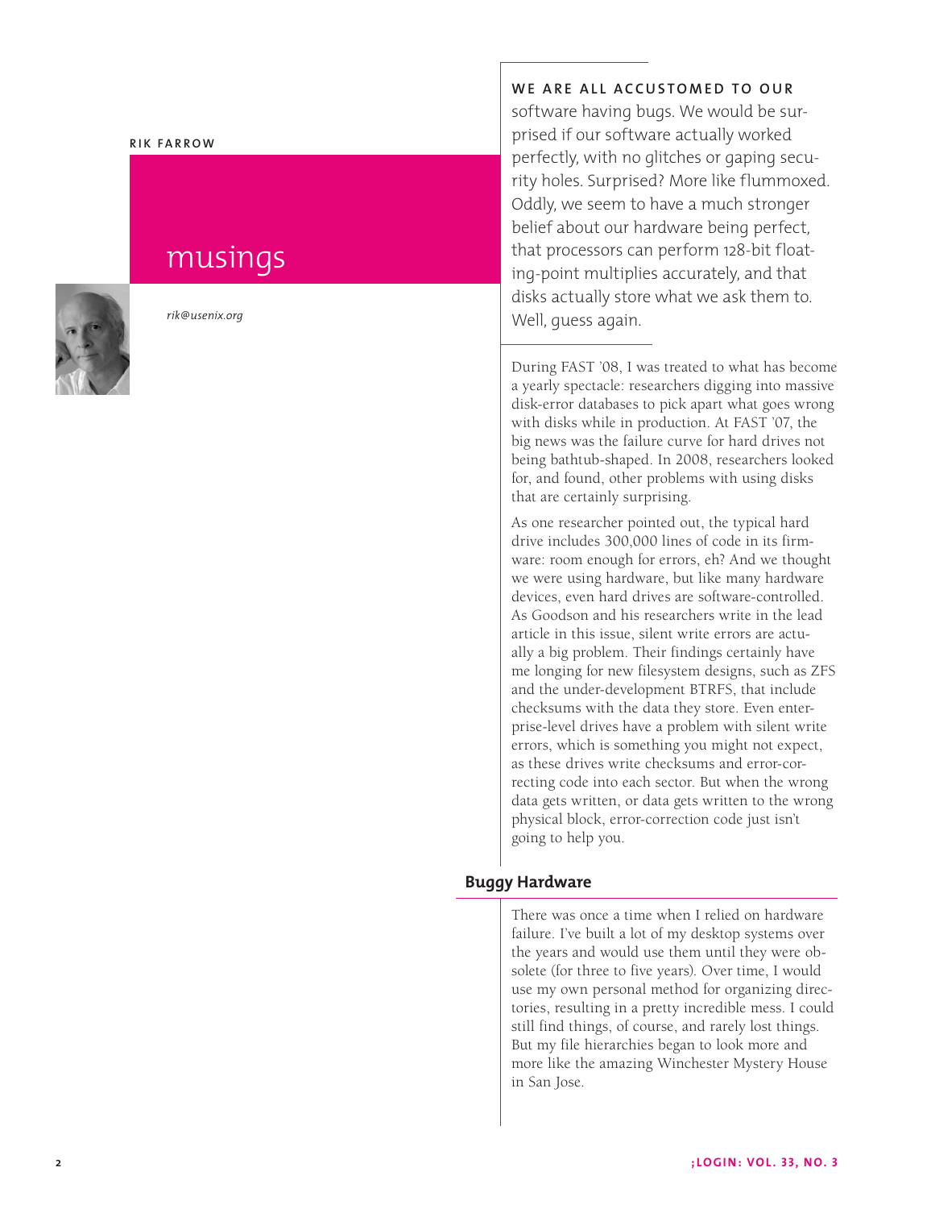RIK FARROW

# musings

*rik@usenix.org*

**WE ARE ALL ACCUSTOMED TO OUR** software having bugs. We would be surprised if our software actually worked perfectly, with no glitches or gaping security holes. Surprised? More like flummoxed. Oddly, we seem to have a much stronger belief about our hardware being perfect, that processors can perform 128-bit floating-point multiplies accurately, and that disks actually store what we ask them to. Well, guess again.

During FAST '08, I was treated to what has become a yearly spectacle: researchers digging into massive disk-error databases to pick apart what goes wrong with disks while in production. At FAST '07, the big news was the failure curve for hard drives not being bathtub-shaped. In 2008, researchers looked for, and found, other problems with using disks that are certainly surprising.

As one researcher pointed out, the typical hard drive includes 300,000 lines of code in its firmware: room enough for errors, eh? And we thought we were using hardware, but like many hardware devices, even hard drives are software-controlled. As Goodson and his researchers write in the lead article in this issue, silent write errors are actually a big problem. Their findings certainly have me longing for new filesystem designs, such as ZFS and the under-development BTRFS, that include checksums with the data they store. Even enterprise-level drives have a problem with silent write errors, which is something you might not expect, as these drives write checksums and error-correcting code into each sector. But when the wrong data gets written, or data gets written to the wrong physical block, error-correction code just isn't going to help you.

## Buggy Hardware

There was once a time when I relied on hardware failure. I've built a lot of my desktop systems over the years and would use them until they were obsolete (for three to five years). Over time, I would use my own personal method for organizing directories, resulting in a pretty incredible mess. I could still find things, of course, and rarely lost things. But my file hierarchies began to look more and more like the amazing Winchester Mystery House in San Jose.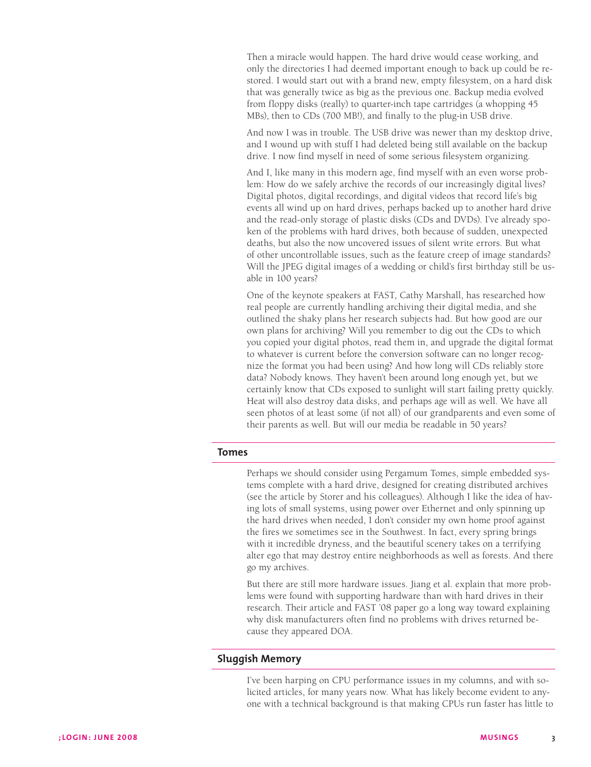Then a miracle would happen. The hard drive would cease working, and only the directories I had deemed important enough to back up could be restored. I would start out with a brand new, empty filesystem, on a hard disk that was generally twice as big as the previous one. Backup media evolved from floppy disks (really) to quarter-inch tape cartridges (a whopping 45 MBs), then to CDs (700 MB!), and finally to the plug-in USB drive.

And now I was in trouble. The USB drive was newer than my desktop drive, and I wound up with stuff I had deleted being still available on the backup drive. I now find myself in need of some serious filesystem organizing.

And I, like many in this modern age, find myself with an even worse problem: How do we safely archive the records of our increasingly digital lives? Digital photos, digital recordings, and digital videos that record life's big events all wind up on hard drives, perhaps backed up to another hard drive and the read-only storage of plastic disks (CDs and DVDs). I've already spoken of the problems with hard drives, both because of sudden, unexpected deaths, but also the now uncovered issues of silent write errors. But what of other uncontrollable issues, such as the feature creep of image standards? Will the JPEG digital images of a wedding or child's first birthday still be usable in 100 years?

One of the keynote speakers at FAST, Cathy Marshall, has researched how real people are currently handling archiving their digital media, and she outlined the shaky plans her research subjects had. But how good are our own plans for archiving? Will you remember to dig out the CDs to which you copied your digital photos, read them in, and upgrade the digital format to whatever is current before the conversion software can no longer recognize the format you had been using? And how long will CDs reliably store data? Nobody knows. They haven't been around long enough yet, but we certainly know that CDs exposed to sunlight will start failing pretty quickly. Heat will also destroy data disks, and perhaps age will as well. We have all seen photos of at least some (if not all) of our grandparents and even some of their parents as well. But will our media be readable in 50 years?

## Tomes

Perhaps we should consider using Pergamum Tomes, simple embedded systems complete with a hard drive, designed for creating distributed archives (see the article by Storer and his colleagues). Although I like the idea of having lots of small systems, using power over Ethernet and only spinning up the hard drives when needed, I don't consider my own home proof against the fires we sometimes see in the Southwest. In fact, every spring brings with it incredible dryness, and the beautiful scenery takes on a terrifying alter ego that may destroy entire neighborhoods as well as forests. And there go my archives.

But there are still more hardware issues. Jiang et al. explain that more problems were found with supporting hardware than with hard drives in their research. Their article and FAST '08 paper go a long way toward explaining why disk manufacturers often find no problems with drives returned because they appeared DOA.

## Sluggish Memory

I've been harping on CPU performance issues in my columns, and with solicited articles, for many years now. What has likely become evident to anyone with a technical background is that making CPUs run faster has little to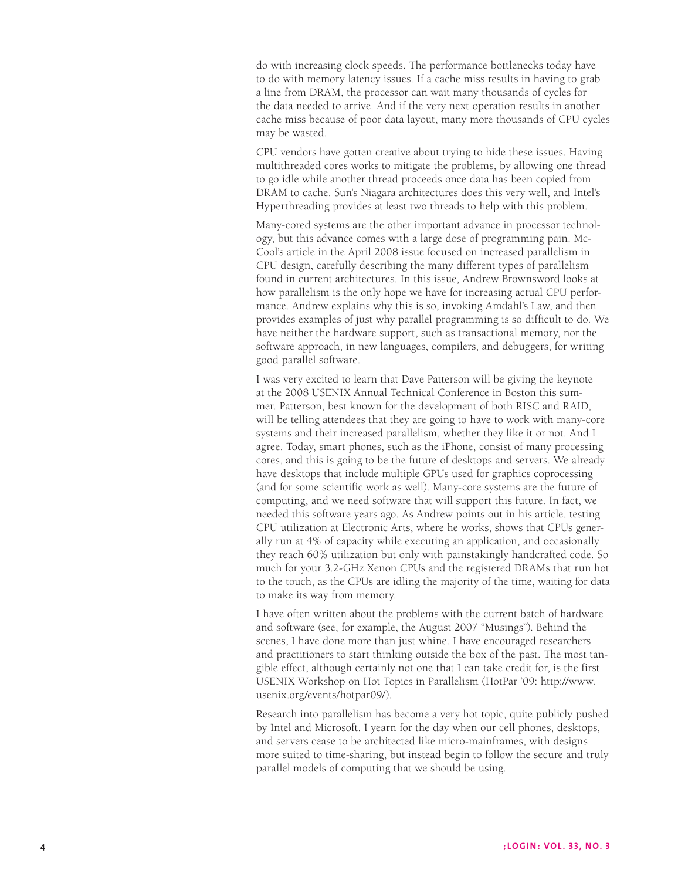do with increasing clock speeds. The performance bottlenecks today have to do with memory latency issues. If a cache miss results in having to grab a line from DRAM, the processor can wait many thousands of cycles for the data needed to arrive. And if the very next operation results in another cache miss because of poor data layout, many more thousands of CPU cycles may be wasted.

CPU vendors have gotten creative about trying to hide these issues. Having multithreaded cores works to mitigate the problems, by allowing one thread to go idle while another thread proceeds once data has been copied from DRAM to cache. Sun's Niagara architectures does this very well, and Intel's Hyperthreading provides at least two threads to help with this problem.

Many-cored systems are the other important advance in processor technology, but this advance comes with a large dose of programming pain. McCool's article in the April 2008 issue focused on increased parallelism in CPU design, carefully describing the many different types of parallelism found in current architectures. In this issue, Andrew Brownsword looks at how parallelism is the only hope we have for increasing actual CPU performance. Andrew explains why this is so, invoking Amdahl's Law, and then provides examples of just why parallel programming is so difficult to do. We have neither the hardware support, such as transactional memory, nor the software approach, in new languages, compilers, and debuggers, for writing good parallel software.

I was very excited to learn that Dave Patterson will be giving the keynote at the 2008 USENIX Annual Technical Conference in Boston this summer. Patterson, best known for the development of both RISC and RAID, will be telling attendees that they are going to have to work with many-core systems and their increased parallelism, whether they like it or not. And I agree. Today, smart phones, such as the iPhone, consist of many processing cores, and this is going to be the future of desktops and servers. We already have desktops that include multiple GPUs used for graphics coprocessing (and for some scientific work as well). Many-core systems are the future of computing, and we need software that will support this future. In fact, we needed this software years ago. As Andrew points out in his article, testing CPU utilization at Electronic Arts, where he works, shows that CPUs generally run at 4% of capacity while executing an application, and occasionally they reach 60% utilization but only with painstakingly handcrafted code. So much for your 3.2-GHz Xenon CPUs and the registered DRAMs that run hot to the touch, as the CPUs are idling the majority of the time, waiting for data to make its way from memory.

I have often written about the problems with the current batch of hardware and software (see, for example, the August 2007 "Musings"). Behind the scenes, I have done more than just whine. I have encouraged researchers and practitioners to start thinking outside the box of the past. The most tangible effect, although certainly not one that I can take credit for, is the first USENIX Workshop on Hot Topics in Parallelism (HotPar '09: http://www.usenix.org/events/hotpar09/).

Research into parallelism has become a very hot topic, quite publicly pushed by Intel and Microsoft. I yearn for the day when our cell phones, desktops, and servers cease to be architected like micro-mainframes, with designs more suited to time-sharing, but instead begin to follow the secure and truly parallel models of computing that we should be using.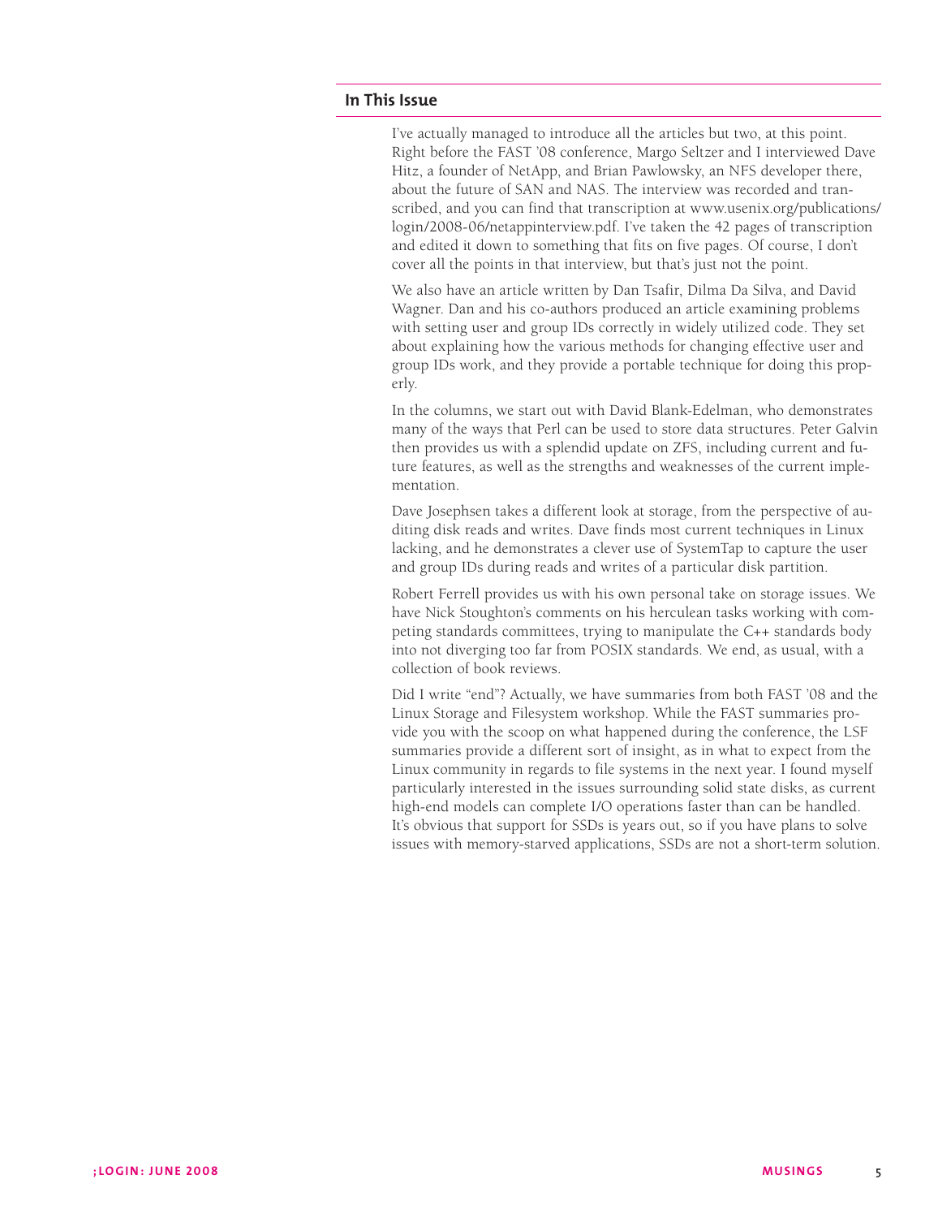## In This Issue

I've actually managed to introduce all the articles but two, at this point. Right before the FAST '08 conference, Margo Seltzer and I interviewed Dave Hitz, a founder of NetApp, and Brian Pawlowsky, an NFS developer there, about the future of SAN and NAS. The interview was recorded and transcribed, and you can find that transcription at www.usenix.org/publications/login/2008-06/netappinterview.pdf. I've taken the 42 pages of transcription and edited it down to something that fits on five pages. Of course, I don't cover all the points in that interview, but that's just not the point.

We also have an article written by Dan Tsafir, Dilma Da Silva, and David Wagner. Dan and his co-authors produced an article examining problems with setting user and group IDs correctly in widely utilized code. They set about explaining how the various methods for changing effective user and group IDs work, and they provide a portable technique for doing this properly.

In the columns, we start out with David Blank-Edelman, who demonstrates many of the ways that Perl can be used to store data structures. Peter Galvin then provides us with a splendid update on ZFS, including current and future features, as well as the strengths and weaknesses of the current implementation.

Dave Josephsen takes a different look at storage, from the perspective of auditing disk reads and writes. Dave finds most current techniques in Linux lacking, and he demonstrates a clever use of SystemTap to capture the user and group IDs during reads and writes of a particular disk partition.

Robert Ferrell provides us with his own personal take on storage issues. We have Nick Stoughton's comments on his herculean tasks working with competing standards committees, trying to manipulate the C++ standards body into not diverging too far from POSIX standards. We end, as usual, with a collection of book reviews.

Did I write "end"? Actually, we have summaries from both FAST '08 and the Linux Storage and Filesystem workshop. While the FAST summaries provide you with the scoop on what happened during the conference, the LSF summaries provide a different sort of insight, as in what to expect from the Linux community in regards to file systems in the next year. I found myself particularly interested in the issues surrounding solid state disks, as current high-end models can complete I/O operations faster than can be handled. It's obvious that support for SSDs is years out, so if you have plans to solve issues with memory-starved applications, SSDs are not a short-term solution.